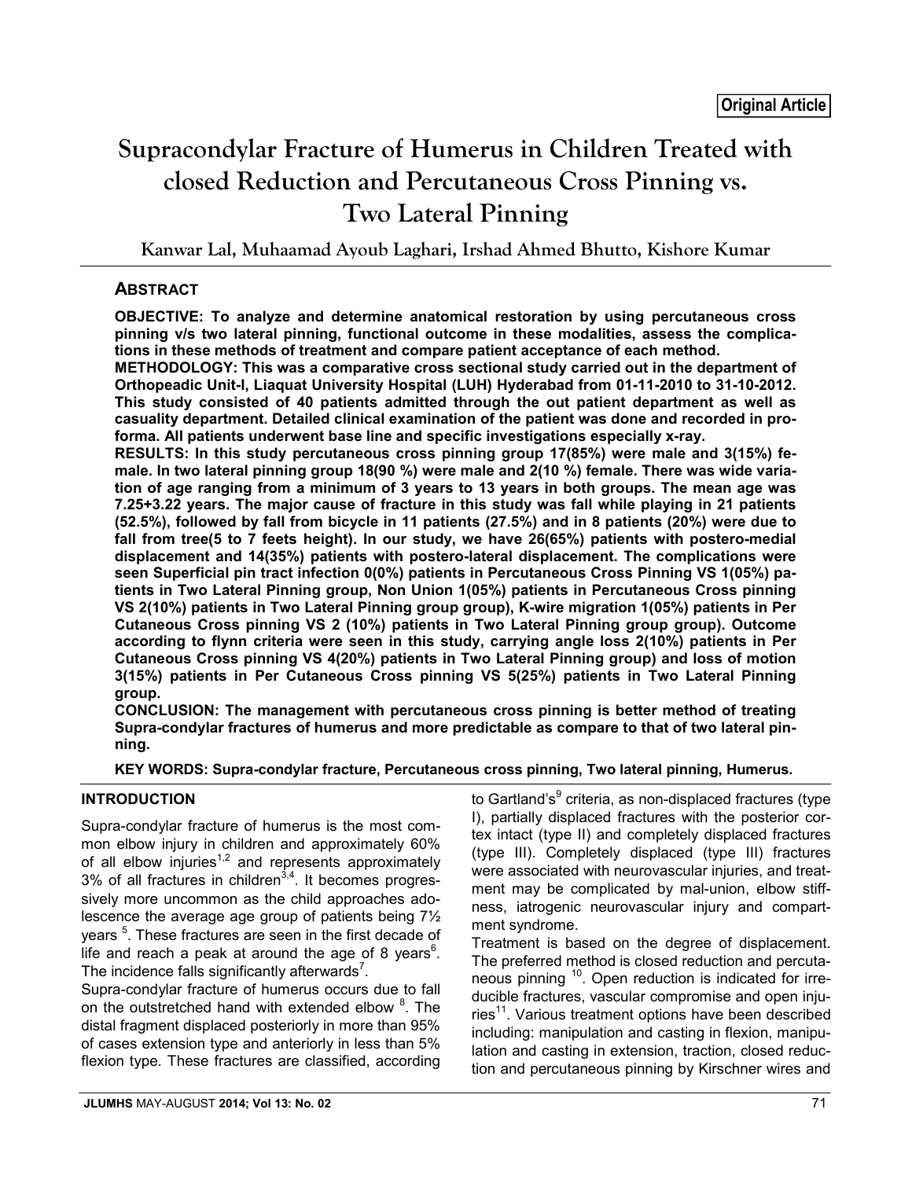**Original Article**

# Supracondylar Fracture of Humerus in Children Treated with closed Reduction and Percutaneous Cross Pinning vs. Two Lateral Pinning

**Kanwar Lal, Muhaamad Ayoub Laghari, Irshad Ahmed Bhutto, Kishore Kumar**

## ABSTRACT

**OBJECTIVE: To analyze and determine anatomical restoration by using percutaneous cross pinning v/s two lateral pinning, functional outcome in these modalities, assess the complications in these methods of treatment and compare patient acceptance of each method.**

**METHODOLOGY: This was a comparative cross sectional study carried out in the department of Orthopeadic Unit-I, Liaquat University Hospital (LUH) Hyderabad from 01-11-2010 to 31-10-2012. This study consisted of 40 patients admitted through the out patient department as well as casuality department. Detailed clinical examination of the patient was done and recorded in proforma. All patients underwent base line and specific investigations especially x-ray.**

**RESULTS: In this study percutaneous cross pinning group 17(85%) were male and 3(15%) female. In two lateral pinning group 18(90 %) were male and 2(10 %) female. There was wide variation of age ranging from a minimum of 3 years to 13 years in both groups. The mean age was 7.25+3.22 years. The major cause of fracture in this study was fall while playing in 21 patients (52.5%), followed by fall from bicycle in 11 patients (27.5%) and in 8 patients (20%) were due to fall from tree(5 to 7 feets height). In our study, we have 26(65%) patients with postero-medial displacement and 14(35%) patients with postero-lateral displacement. The complications were seen Superficial pin tract infection 0(0%) patients in Percutaneous Cross Pinning VS 1(05%) patients in Two Lateral Pinning group, Non Union 1(05%) patients in Percutaneous Cross pinning VS 2(10%) patients in Two Lateral Pinning group group), K-wire migration 1(05%) patients in Per Cutaneous Cross pinning VS 2 (10%) patients in Two Lateral Pinning group group). Outcome according to flynn criteria were seen in this study, carrying angle loss 2(10%) patients in Per Cutaneous Cross pinning VS 4(20%) patients in Two Lateral Pinning group) and loss of motion 3(15%) patients in Per Cutaneous Cross pinning VS 5(25%) patients in Two Lateral Pinning group.**

**CONCLUSION: The management with percutaneous cross pinning is better method of treating Supra-condylar fractures of humerus and more predictable as compare to that of two lateral pinning.**

**KEY WORDS: Supra-condylar fracture, Percutaneous cross pinning, Two lateral pinning, Humerus.**

## INTRODUCTION

Supra-condylar fracture of humerus is the most common elbow injury in children and approximately 60% of all elbow injuries[1,2] and represents approximately 3% of all fractures in children[3,4]. It becomes progressively more uncommon as the child approaches adolescence the average age group of patients being 7½ years [5]. These fractures are seen in the first decade of life and reach a peak at around the age of 8 years[6]. The incidence falls significantly afterwards[7].

Supra-condylar fracture of humerus occurs due to fall on the outstretched hand with extended elbow [8]. The distal fragment displaced posteriorly in more than 95% of cases extension type and anteriorly in less than 5% flexion type. These fractures are classified, according to Gartland's[9] criteria, as non-displaced fractures (type I), partially displaced fractures with the posterior cortex intact (type II) and completely displaced fractures (type III). Completely displaced (type III) fractures were associated with neurovascular injuries, and treatment may be complicated by mal-union, elbow stiffness, iatrogenic neurovascular injury and compartment syndrome.

Treatment is based on the degree of displacement. The preferred method is closed reduction and percutaneous pinning [10]. Open reduction is indicated for irreducible fractures, vascular compromise and open injuries[11]. Various treatment options have been described including: manipulation and casting in flexion, manipulation and casting in extension, traction, closed reduction and percutaneous pinning by Kirschner wires and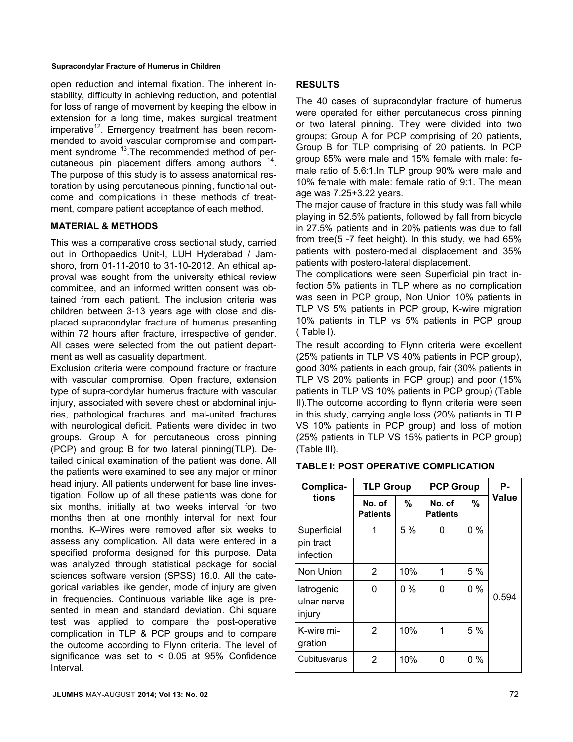open reduction and internal fixation. The inherent instability, difficulty in achieving reduction, and potential for loss of range of movement by keeping the elbow in extension for a long time, makes surgical treatment imperative[12]. Emergency treatment has been recommended to avoid vascular compromise and compartment syndrome [13].The recommended method of percutaneous pin placement differs among authors [14]. The purpose of this study is to assess anatomical restoration by using percutaneous pinning, functional outcome and complications in these methods of treatment, compare patient acceptance of each method.

## MATERIAL & METHODS

This was a comparative cross sectional study, carried out in Orthopaedics Unit-I, LUH Hyderabad / Jamshoro, from 01-11-2010 to 31-10-2012. An ethical approval was sought from the university ethical review committee, and an informed written consent was obtained from each patient. The inclusion criteria was children between 3-13 years age with close and displaced supracondylar fracture of humerus presenting within 72 hours after fracture, irrespective of gender. All cases were selected from the out patient department as well as casuality department.

Exclusion criteria were compound fracture or fracture with vascular compromise, Open fracture, extension type of supra-condylar humerus fracture with vascular injury, associated with severe chest or abdominal injuries, pathological fractures and mal-united fractures with neurological deficit. Patients were divided in two groups. Group A for percutaneous cross pinning (PCP) and group B for two lateral pinning(TLP). Detailed clinical examination of the patient was done. All the patients were examined to see any major or minor head injury. All patients underwent for base line investigation. Follow up of all these patients was done for six months, initially at two weeks interval for two months then at one monthly interval for next four months. K–Wires were removed after six weeks to assess any complication. All data were entered in a specified proforma designed for this purpose. Data was analyzed through statistical package for social sciences software version (SPSS) 16.0. All the categorical variables like gender, mode of injury are given in frequencies. Continuous variable like age is presented in mean and standard deviation. Chi square test was applied to compare the post-operative complication in TLP & PCP groups and to compare the outcome according to Flynn criteria. The level of significance was set to < 0.05 at 95% Confidence Interval.

## RESULTS

The 40 cases of supracondylar fracture of humerus were operated for either percutaneous cross pinning or two lateral pinning. They were divided into two groups; Group A for PCP comprising of 20 patients, Group B for TLP comprising of 20 patients. In PCP group 85% were male and 15% female with male: female ratio of 5.6:1.In TLP group 90% were male and 10% female with male: female ratio of 9:1. The mean age was 7.25+3.22 years.

The major cause of fracture in this study was fall while playing in 52.5% patients, followed by fall from bicycle in 27.5% patients and in 20% patients was due to fall from tree(5 -7 feet height). In this study, we had 65% patients with postero-medial displacement and 35% patients with postero-lateral displacement.

The complications were seen Superficial pin tract infection 5% patients in TLP where as no complication was seen in PCP group, Non Union 10% patients in TLP VS 5% patients in PCP group, K-wire migration 10% patients in TLP vs 5% patients in PCP group ( Table I).

The result according to Flynn criteria were excellent (25% patients in TLP VS 40% patients in PCP group), good 30% patients in each group, fair (30% patients in TLP VS 20% patients in PCP group) and poor (15% patients in TLP VS 10% patients in PCP group) (Table II).The outcome according to flynn criteria were seen in this study, carrying angle loss (20% patients in TLP VS 10% patients in PCP group) and loss of motion (25% patients in TLP VS 15% patients in PCP group) (Table III).

**TABLE I: POST OPERATIVE COMPLICATION**

| Complications | TLP Group | | PCP Group | | P-Value |
|---|---|---|---|---|---|
| | No. of Patients | % | No. of Patients | % | |
| Superficial pin tract infection | 1 | 5 % | 0 | 0 % | 0.594 |
| Non Union | 2 | 10% | 1 | 5 % | |
| Iatrogenic ulnar nerve injury | 0 | 0 % | 0 | 0 % | |
| K-wire migration | 2 | 10% | 1 | 5 % | |
| Cubitusvarus | 2 | 10% | 0 | 0 % | |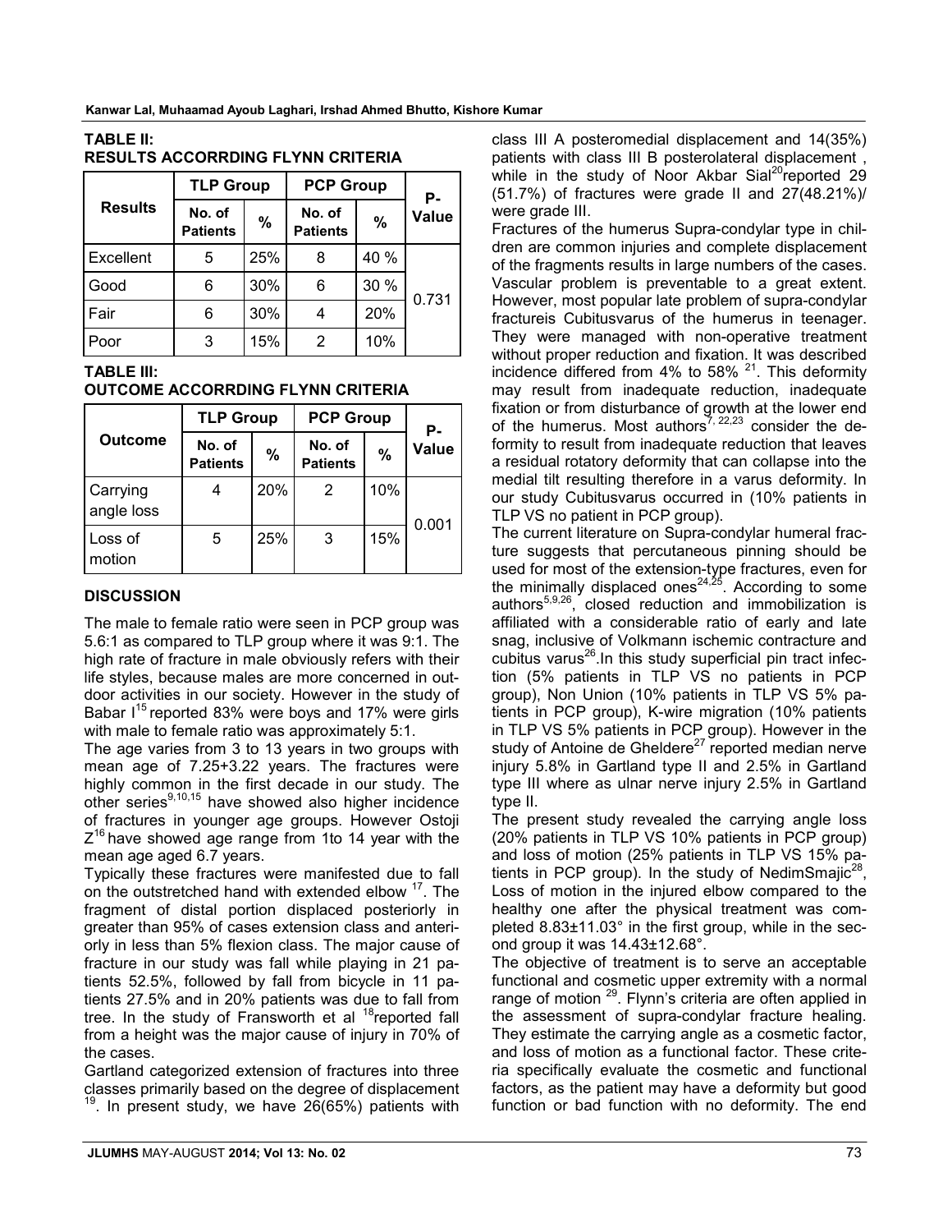**TABLE II:**
**RESULTS ACCORRDING FLYNN CRITERIA**

| Results | TLP Group | | PCP Group | | P-Value |
|---|---|---|---|---|---|
| | No. of Patients | % | No. of Patients | % | |
| Excellent | 5 | 25% | 8 | 40 % | 0.731 |
| Good | 6 | 30% | 6 | 30 % | |
| Fair | 6 | 30% | 4 | 20% | |
| Poor | 3 | 15% | 2 | 10% | |

**TABLE III:**
**OUTCOME ACCORRDING FLYNN CRITERIA**

| Outcome | TLP Group | | PCP Group | | P-Value |
|---|---|---|---|---|---|
| | No. of Patients | % | No. of Patients | % | |
| Carrying angle loss | 4 | 20% | 2 | 10% | 0.001 |
| Loss of motion | 5 | 25% | 3 | 15% | |

## DISCUSSION

The male to female ratio were seen in PCP group was 5.6:1 as compared to TLP group where it was 9:1. The high rate of fracture in male obviously refers with their life styles, because males are more concerned in outdoor activities in our society. However in the study of Babar I[15] reported 83% were boys and 17% were girls with male to female ratio was approximately 5:1.

The age varies from 3 to 13 years in two groups with mean age of 7.25+3.22 years. The fractures were highly common in the first decade in our study. The other series[9,10,15] have showed also higher incidence of fractures in younger age groups. However Ostoji Z[16] have showed age range from 1to 14 year with the mean age aged 6.7 years.

Typically these fractures were manifested due to fall on the outstretched hand with extended elbow [17]. The fragment of distal portion displaced posteriorly in greater than 95% of cases extension class and anteriorly in less than 5% flexion class. The major cause of fracture in our study was fall while playing in 21 patients 52.5%, followed by fall from bicycle in 11 patients 27.5% and in 20% patients was due to fall from tree. In the study of Fransworth et al [18]reported fall from a height was the major cause of injury in 70% of the cases.

Gartland categorized extension of fractures into three classes primarily based on the degree of displacement [19]. In present study, we have 26(65%) patients with class III A posteromedial displacement and 14(35%) patients with class III B posterolateral displacement , while in the study of Noor Akbar Sial[20]reported 29 (51.7%) of fractures were grade II and 27(48.21%)/ were grade III.

Fractures of the humerus Supra-condylar type in children are common injuries and complete displacement of the fragments results in large numbers of the cases. Vascular problem is preventable to a great extent. However, most popular late problem of supra-condylar fractureis Cubitusvarus of the humerus in teenager. They were managed with non-operative treatment without proper reduction and fixation. It was described incidence differed from 4% to 58% [21]. This deformity may result from inadequate reduction, inadequate fixation or from disturbance of growth at the lower end of the humerus. Most authors[7, 22,23] consider the deformity to result from inadequate reduction that leaves a residual rotatory deformity that can collapse into the medial tilt resulting therefore in a varus deformity. In our study Cubitusvarus occurred in (10% patients in TLP VS no patient in PCP group).

The current literature on Supra-condylar humeral fracture suggests that percutaneous pinning should be used for most of the extension-type fractures, even for the minimally displaced ones[24,25]. According to some authors[5,9,26], closed reduction and immobilization is affiliated with a considerable ratio of early and late snag, inclusive of Volkmann ischemic contracture and cubitus varus[26].In this study superficial pin tract infection (5% patients in TLP VS no patients in PCP group), Non Union (10% patients in TLP VS 5% patients in PCP group), K-wire migration (10% patients in TLP VS 5% patients in PCP group). However in the study of Antoine de Gheldere[27] reported median nerve injury 5.8% in Gartland type II and 2.5% in Gartland type III where as ulnar nerve injury 2.5% in Gartland type II.

The present study revealed the carrying angle loss (20% patients in TLP VS 10% patients in PCP group) and loss of motion (25% patients in TLP VS 15% patients in PCP group). In the study of NedimSmajic[28], Loss of motion in the injured elbow compared to the healthy one after the physical treatment was completed 8.83±11.03° in the first group, while in the second group it was 14.43±12.68°.

The objective of treatment is to serve an acceptable functional and cosmetic upper extremity with a normal range of motion [29]. Flynn's criteria are often applied in the assessment of supra-condylar fracture healing. They estimate the carrying angle as a cosmetic factor, and loss of motion as a functional factor. These criteria specifically evaluate the cosmetic and functional factors, as the patient may have a deformity but good function or bad function with no deformity. The end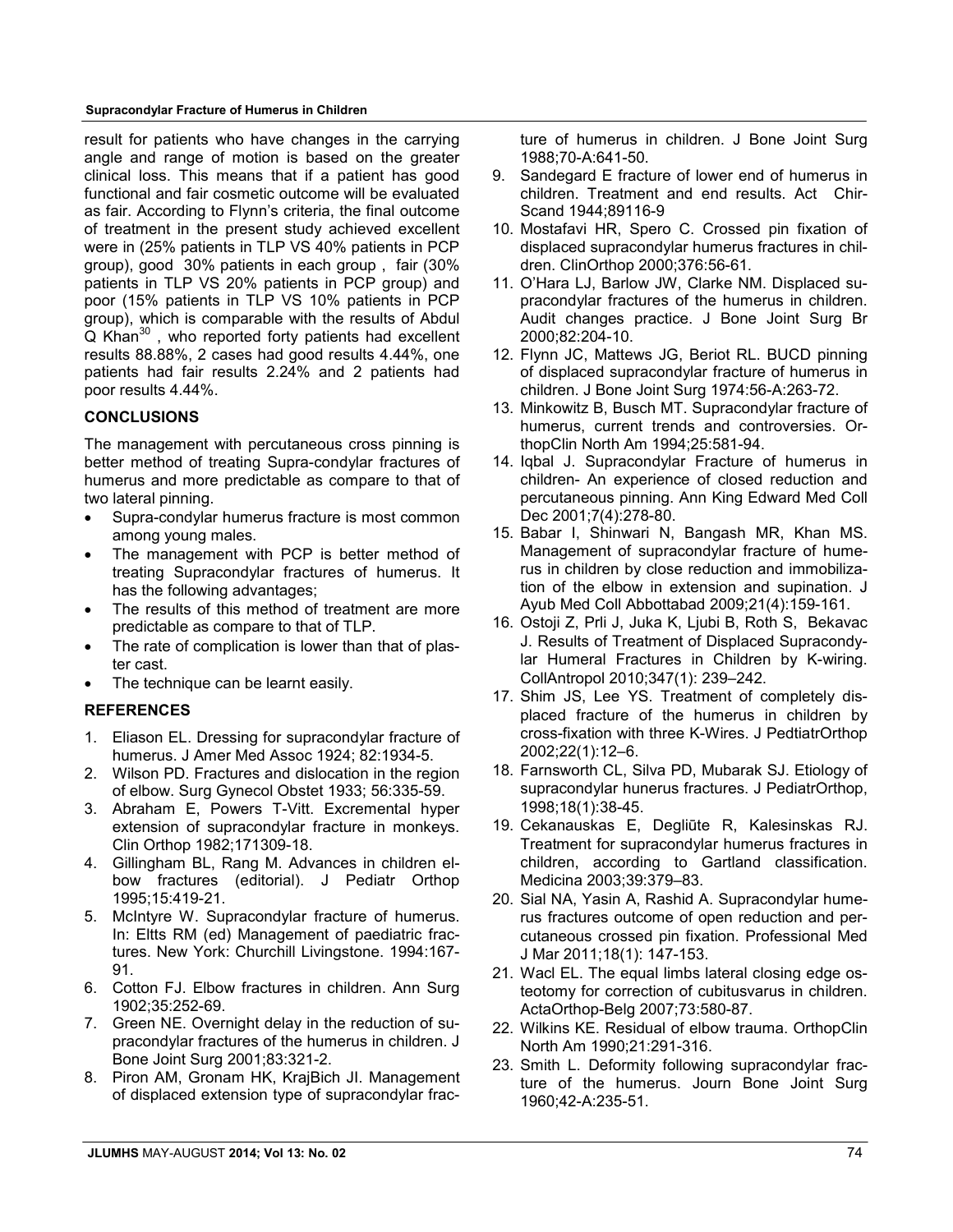result for patients who have changes in the carrying angle and range of motion is based on the greater clinical loss. This means that if a patient has good functional and fair cosmetic outcome will be evaluated as fair. According to Flynn's criteria, the final outcome of treatment in the present study achieved excellent were in (25% patients in TLP VS 40% patients in PCP group), good 30% patients in each group , fair (30% patients in TLP VS 20% patients in PCP group) and poor (15% patients in TLP VS 10% patients in PCP group), which is comparable with the results of Abdul Q Khan[30] , who reported forty patients had excellent results 88.88%, 2 cases had good results 4.44%, one patients had fair results 2.24% and 2 patients had poor results 4.44%.

## CONCLUSIONS

The management with percutaneous cross pinning is better method of treating Supra-condylar fractures of humerus and more predictable as compare to that of two lateral pinning.

- Supra-condylar humerus fracture is most common among young males.
- The management with PCP is better method of treating Supracondylar fractures of humerus. It has the following advantages;
- The results of this method of treatment are more predictable as compare to that of TLP.
- The rate of complication is lower than that of plaster cast.
- The technique can be learnt easily.

## REFERENCES

1. Eliason EL. Dressing for supracondylar fracture of humerus. J Amer Med Assoc 1924; 82:1934-5.
2. Wilson PD. Fractures and dislocation in the region of elbow. Surg Gynecol Obstet 1933; 56:335-59.
3. Abraham E, Powers T-Vitt. Excremental hyper extension of supracondylar fracture in monkeys. Clin Orthop 1982;171309-18.
4. Gillingham BL, Rang M. Advances in children elbow fractures (editorial). J Pediatr Orthop 1995;15:419-21.
5. McIntyre W. Supracondylar fracture of humerus. In: Eltts RM (ed) Management of paediatric fractures. New York: Churchill Livingstone. 1994:167-91.
6. Cotton FJ. Elbow fractures in children. Ann Surg 1902;35:252-69.
7. Green NE. Overnight delay in the reduction of supracondylar fractures of the humerus in children. J Bone Joint Surg 2001;83:321-2.
8. Piron AM, Gronam HK, KrajBich JI. Management of displaced extension type of supracondylar fracture of humerus in children. J Bone Joint Surg 1988;70-A:641-50.
9. Sandegard E fracture of lower end of humerus in children. Treatment and end results. Act Chir-Scand 1944;89116-9
10. Mostafavi HR, Spero C. Crossed pin fixation of displaced supracondylar humerus fractures in children. ClinOrthop 2000;376:56-61.
11. O'Hara LJ, Barlow JW, Clarke NM. Displaced supracondylar fractures of the humerus in children. Audit changes practice. J Bone Joint Surg Br 2000;82:204-10.
12. Flynn JC, Mattews JG, Beriot RL. BUCD pinning of displaced supracondylar fracture of humerus in children. J Bone Joint Surg 1974:56-A:263-72.
13. Minkowitz B, Busch MT. Supracondylar fracture of humerus, current trends and controversies. OrthopClin North Am 1994;25:581-94.
14. Iqbal J. Supracondylar Fracture of humerus in children- An experience of closed reduction and percutaneous pinning. Ann King Edward Med Coll Dec 2001;7(4):278-80.
15. Babar I, Shinwari N, Bangash MR, Khan MS. Management of supracondylar fracture of humerus in children by close reduction and immobilization of the elbow in extension and supination. J Ayub Med Coll Abbottabad 2009;21(4):159-161.
16. Ostoji Z, Prli J, Juka K, Ljubi B, Roth S, Bekavac J. Results of Treatment of Displaced Supracondylar Humeral Fractures in Children by K-wiring. CollAntropol 2010;347(1): 239–242.
17. Shim JS, Lee YS. Treatment of completely displaced fracture of the humerus in children by cross-fixation with three K-Wires. J PedtiatrOrthop 2002;22(1):12–6.
18. Farnsworth CL, Silva PD, Mubarak SJ. Etiology of supracondylar hunerus fractures. J PediatrOrthop, 1998;18(1):38-45.
19. Cekanauskas E, Degliūte R, Kalesinskas RJ. Treatment for supracondylar humerus fractures in children, according to Gartland classification. Medicina 2003;39:379–83.
20. Sial NA, Yasin A, Rashid A. Supracondylar humerus fractures outcome of open reduction and percutaneous crossed pin fixation. Professional Med J Mar 2011;18(1): 147-153.
21. Wacl EL. The equal limbs lateral closing edge osteotomy for correction of cubitusvarus in children. ActaOrthop-Belg 2007;73:580-87.
22. Wilkins KE. Residual of elbow trauma. OrthopClin North Am 1990;21:291-316.
23. Smith L. Deformity following supracondylar fracture of the humerus. Journ Bone Joint Surg 1960;42-A:235-51.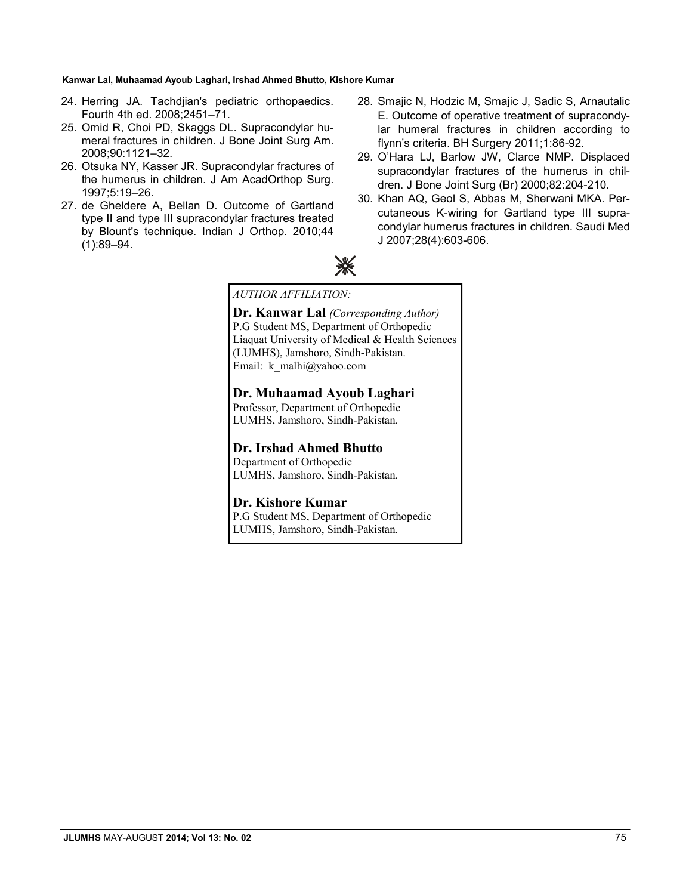24. Herring JA. Tachdjian's pediatric orthopaedics. Fourth 4th ed. 2008;2451–71.
25. Omid R, Choi PD, Skaggs DL. Supracondylar humeral fractures in children. J Bone Joint Surg Am. 2008;90:1121–32.
26. Otsuka NY, Kasser JR. Supracondylar fractures of the humerus in children. J Am AcadOrthop Surg. 1997;5:19–26.
27. de Gheldere A, Bellan D. Outcome of Gartland type II and type III supracondylar fractures treated by Blount's technique. Indian J Orthop. 2010;44 (1):89–94.
28. Smajic N, Hodzic M, Smajic J, Sadic S, Arnautalic E. Outcome of operative treatment of supracondylar humeral fractures in children according to flynn's criteria. BH Surgery 2011;1:86-92.
29. O'Hara LJ, Barlow JW, Clarce NMP. Displaced supracondylar fractures of the humerus in children. J Bone Joint Surg (Br) 2000;82:204-210.
30. Khan AQ, Geol S, Abbas M, Sherwani MKA. Percutaneous K-wiring for Gartland type III supracondylar humerus fractures in children. Saudi Med J 2007;28(4):603-606.

*AUTHOR AFFILIATION:*

**Dr. Kanwar Lal** *(Corresponding Author)*
P.G Student MS, Department of Orthopedic
Liaquat University of Medical & Health Sciences (LUMHS), Jamshoro, Sindh-Pakistan.
Email: k_malhi@yahoo.com

**Dr. Muhaamad Ayoub Laghari**
Professor, Department of Orthopedic
LUMHS, Jamshoro, Sindh-Pakistan.

**Dr. Irshad Ahmed Bhutto**
Department of Orthopedic
LUMHS, Jamshoro, Sindh-Pakistan.

**Dr. Kishore Kumar**
P.G Student MS, Department of Orthopedic
LUMHS, Jamshoro, Sindh-Pakistan.